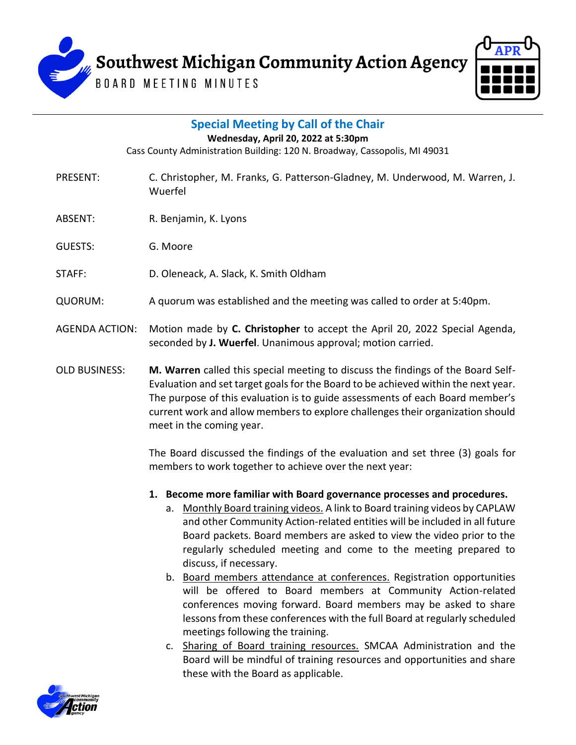# Southwest Michigan Community Action Agency

BOARD MEETING MINUTES

## Special Meeting by Call of the Chair

**Wednesday, April 20, 2022 at 5:30pm**

Cass County Administration Building: 120 N. Broadway, Cassopolis, MI 49031

PRESENT: C. Christopher, M. Franks, G. Patterson-Gladney, M. Underwood, M. Warren, J. Wuerfel

ABSENT: R. Benjamin, K. Lyons

GUESTS: G. Moore

STAFF: D. Oleneack, A. Slack, K. Smith Oldham

QUORUM: A quorum was established and the meeting was called to order at 5:40pm.

AGENDA ACTION: Motion made by **C. Christopher** to accept the April 20, 2022 Special Agenda, seconded by **J. Wuerfel**. Unanimous approval; motion carried.

OLD BUSINESS: **M. Warren** called this special meeting to discuss the findings of the Board Self-Evaluation and set target goals for the Board to be achieved within the next year. The purpose of this evaluation is to guide assessments of each Board member's current work and allow members to explore challenges their organization should meet in the coming year.

The Board discussed the findings of the evaluation and set three (3) goals for members to work together to achieve over the next year:

1. **Become more familiar with Board governance processes and procedures.**
   a. Monthly Board training videos. A link to Board training videos by CAPLAW and other Community Action-related entities will be included in all future Board packets. Board members are asked to view the video prior to the regularly scheduled meeting and come to the meeting prepared to discuss, if necessary.
   b. Board members attendance at conferences. Registration opportunities will be offered to Board members at Community Action-related conferences moving forward. Board members may be asked to share lessons from these conferences with the full Board at regularly scheduled meetings following the training.
   c. Sharing of Board training resources. SMCAA Administration and the Board will be mindful of training resources and opportunities and share these with the Board as applicable.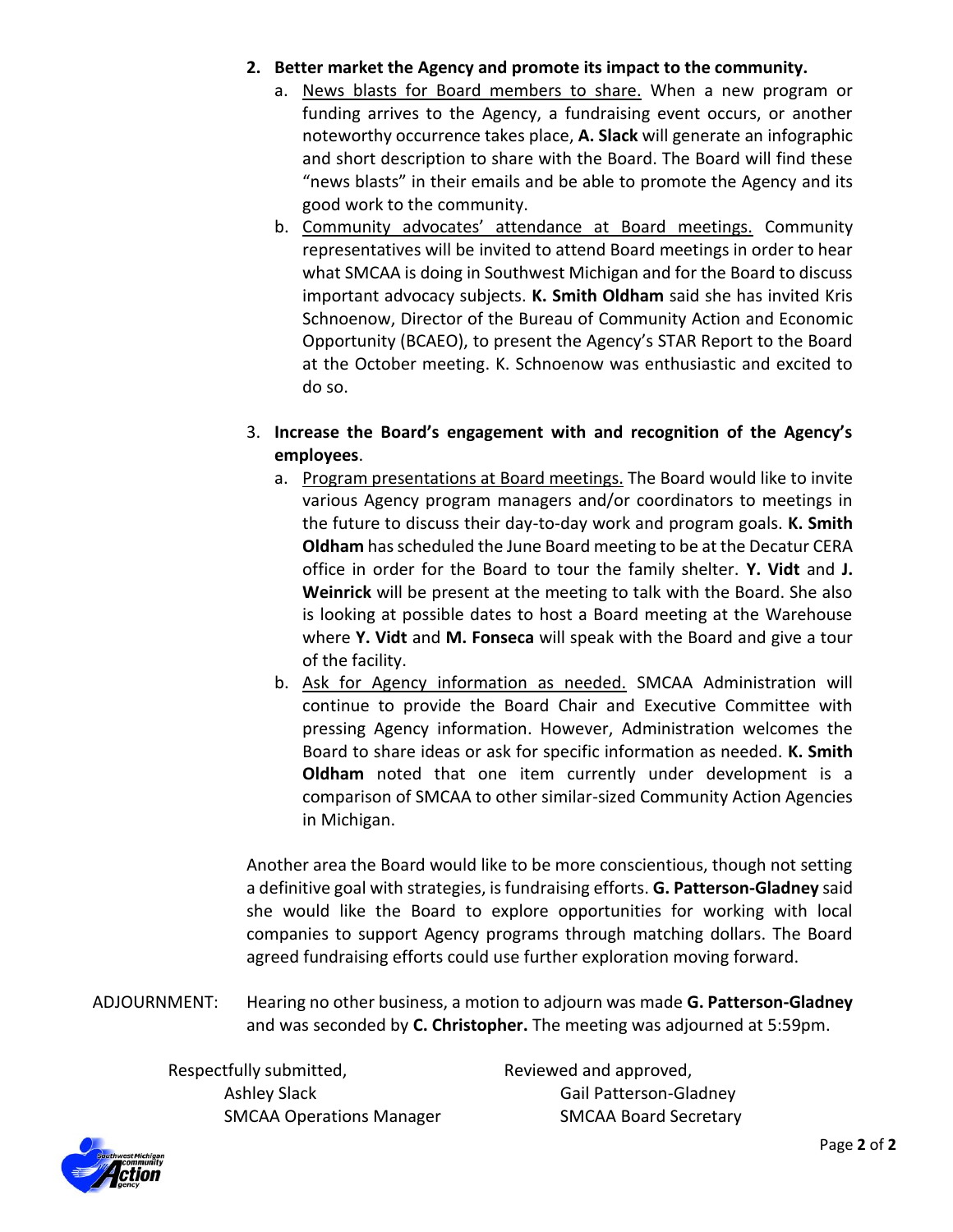2. **Better market the Agency and promote its impact to the community.**
    a. News blasts for Board members to share. When a new program or funding arrives to the Agency, a fundraising event occurs, or another noteworthy occurrence takes place, **A. Slack** will generate an infographic and short description to share with the Board. The Board will find these "news blasts" in their emails and be able to promote the Agency and its good work to the community.
    b. Community advocates' attendance at Board meetings. Community representatives will be invited to attend Board meetings in order to hear what SMCAA is doing in Southwest Michigan and for the Board to discuss important advocacy subjects. **K. Smith Oldham** said she has invited Kris Schnoenow, Director of the Bureau of Community Action and Economic Opportunity (BCAEO), to present the Agency's STAR Report to the Board at the October meeting. K. Schnoenow was enthusiastic and excited to do so.

3. **Increase the Board's engagement with and recognition of the Agency's employees**.
    a. Program presentations at Board meetings. The Board would like to invite various Agency program managers and/or coordinators to meetings in the future to discuss their day-to-day work and program goals. **K. Smith Oldham** has scheduled the June Board meeting to be at the Decatur CERA office in order for the Board to tour the family shelter. **Y. Vidt** and **J. Weinrick** will be present at the meeting to talk with the Board. She also is looking at possible dates to host a Board meeting at the Warehouse where **Y. Vidt** and **M. Fonseca** will speak with the Board and give a tour of the facility.
    b. Ask for Agency information as needed. SMCAA Administration will continue to provide the Board Chair and Executive Committee with pressing Agency information. However, Administration welcomes the Board to share ideas or ask for specific information as needed. **K. Smith Oldham** noted that one item currently under development is a comparison of SMCAA to other similar-sized Community Action Agencies in Michigan.

Another area the Board would like to be more conscientious, though not setting a definitive goal with strategies, is fundraising efforts. **G. Patterson-Gladney** said she would like the Board to explore opportunities for working with local companies to support Agency programs through matching dollars. The Board agreed fundraising efforts could use further exploration moving forward.

ADJOURNMENT: Hearing no other business, a motion to adjourn was made **G. Patterson-Gladney** and was seconded by **C. Christopher.** The meeting was adjourned at 5:59pm.

Respectfully submitted,
Ashley Slack
SMCAA Operations Manager

Reviewed and approved,
Gail Patterson-Gladney
SMCAA Board Secretary